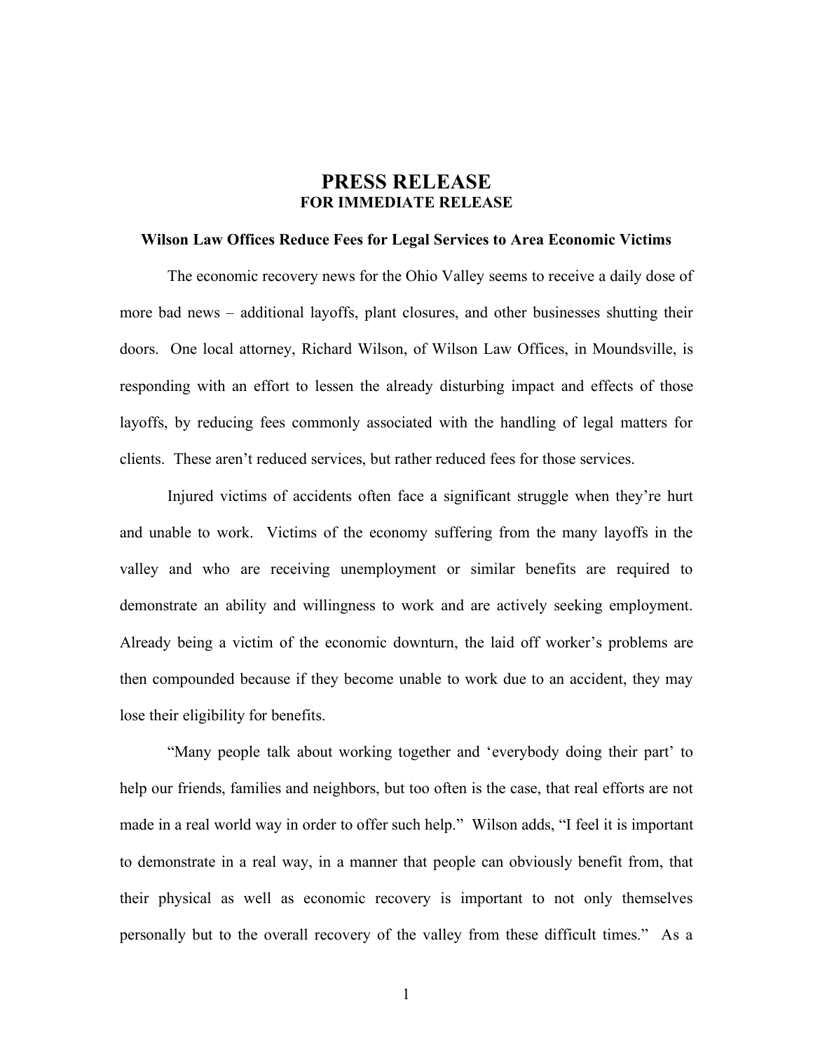# PRESS RELEASE

**FOR IMMEDIATE RELEASE**

**Wilson Law Offices Reduce Fees for Legal Services to Area Economic Victims**

The economic recovery news for the Ohio Valley seems to receive a daily dose of more bad news – additional layoffs, plant closures, and other businesses shutting their doors. One local attorney, Richard Wilson, of Wilson Law Offices, in Moundsville, is responding with an effort to lessen the already disturbing impact and effects of those layoffs, by reducing fees commonly associated with the handling of legal matters for clients. These aren't reduced services, but rather reduced fees for those services.

Injured victims of accidents often face a significant struggle when they're hurt and unable to work. Victims of the economy suffering from the many layoffs in the valley and who are receiving unemployment or similar benefits are required to demonstrate an ability and willingness to work and are actively seeking employment. Already being a victim of the economic downturn, the laid off worker's problems are then compounded because if they become unable to work due to an accident, they may lose their eligibility for benefits.

"Many people talk about working together and 'everybody doing their part' to help our friends, families and neighbors, but too often is the case, that real efforts are not made in a real world way in order to offer such help." Wilson adds, "I feel it is important to demonstrate in a real way, in a manner that people can obviously benefit from, that their physical as well as economic recovery is important to not only themselves personally but to the overall recovery of the valley from these difficult times." As a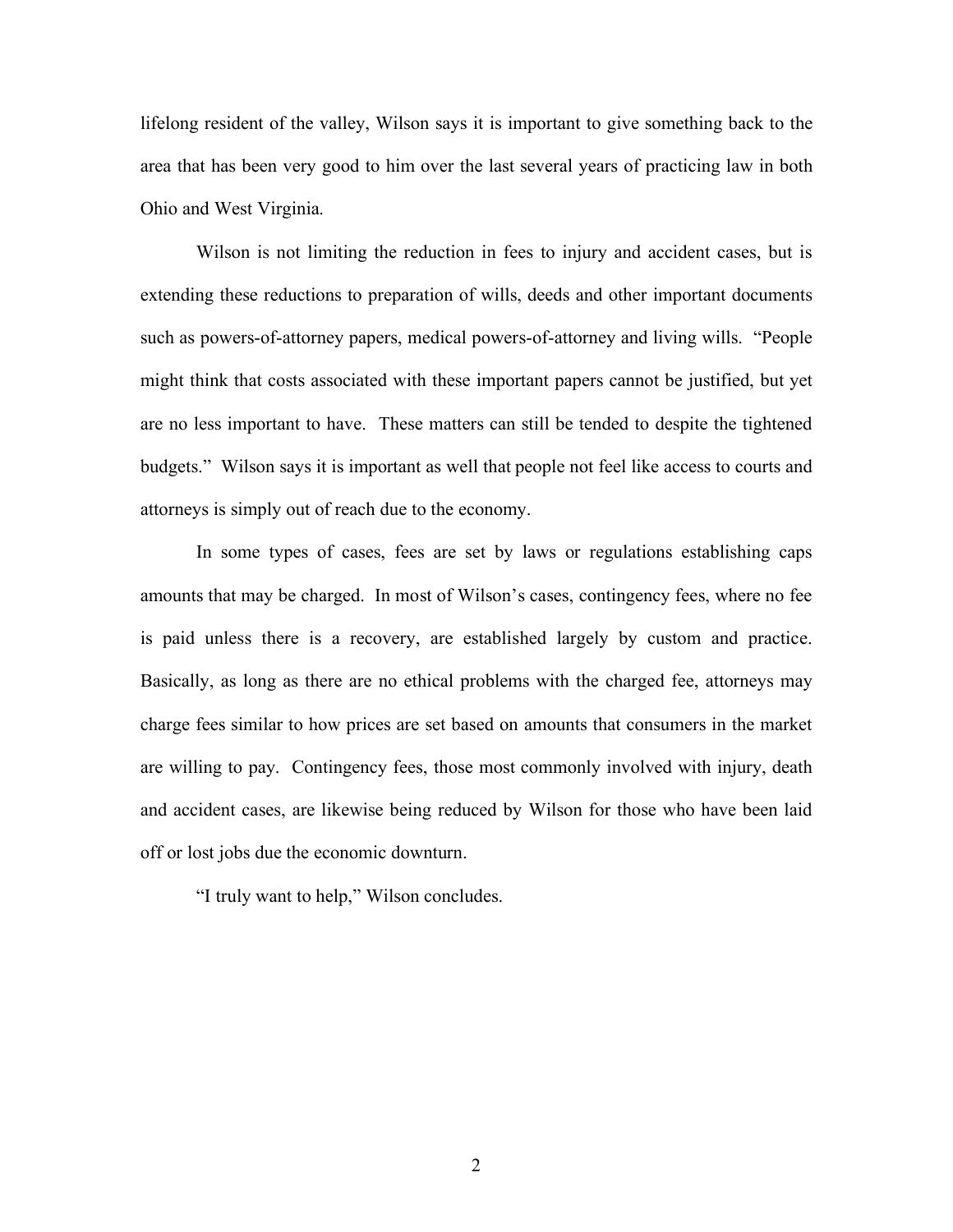lifelong resident of the valley, Wilson says it is important to give something back to the area that has been very good to him over the last several years of practicing law in both Ohio and West Virginia.

Wilson is not limiting the reduction in fees to injury and accident cases, but is extending these reductions to preparation of wills, deeds and other important documents such as powers-of-attorney papers, medical powers-of-attorney and living wills. "People might think that costs associated with these important papers cannot be justified, but yet are no less important to have. These matters can still be tended to despite the tightened budgets." Wilson says it is important as well that people not feel like access to courts and attorneys is simply out of reach due to the economy.

In some types of cases, fees are set by laws or regulations establishing caps amounts that may be charged. In most of Wilson's cases, contingency fees, where no fee is paid unless there is a recovery, are established largely by custom and practice. Basically, as long as there are no ethical problems with the charged fee, attorneys may charge fees similar to how prices are set based on amounts that consumers in the market are willing to pay. Contingency fees, those most commonly involved with injury, death and accident cases, are likewise being reduced by Wilson for those who have been laid off or lost jobs due the economic downturn.

"I truly want to help," Wilson concludes.